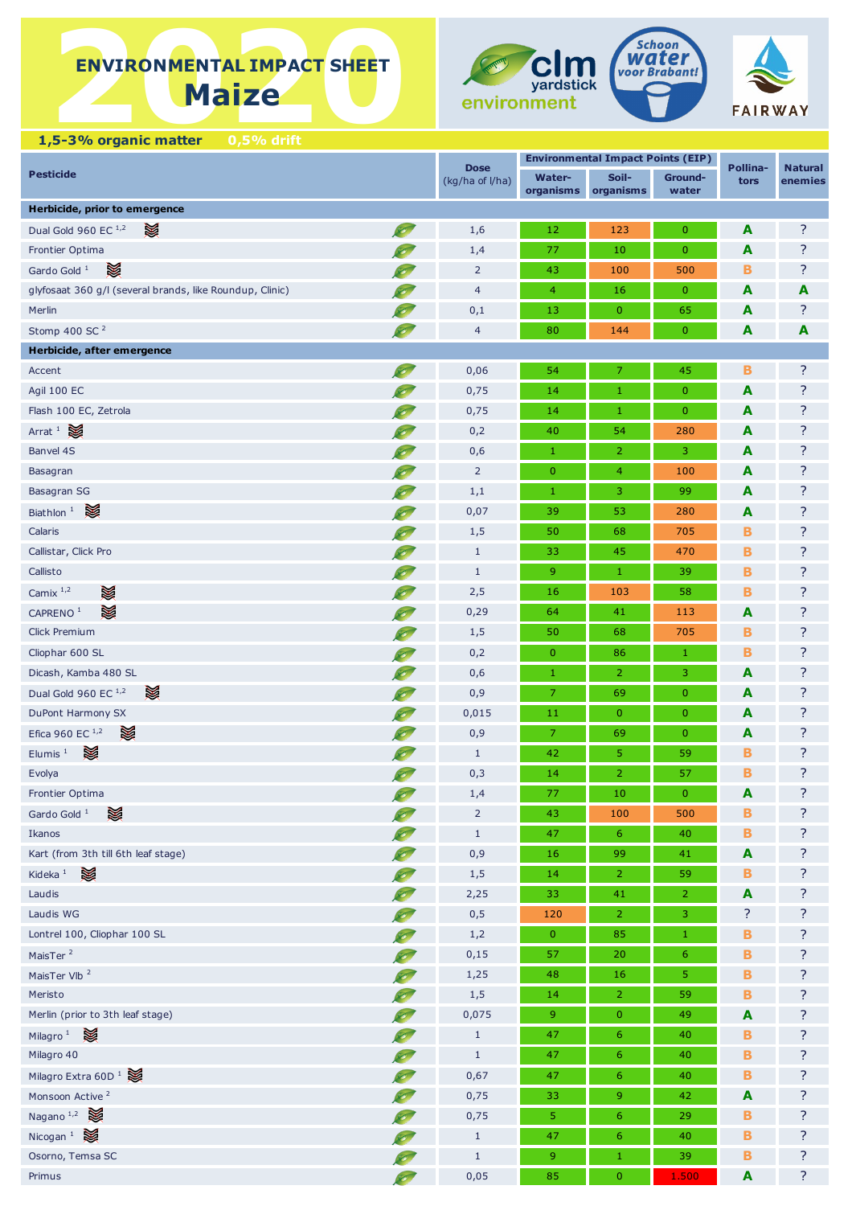# 2020 ENVIRONMENTAL IMPACT SHEET Maize

clm yardstick environment | Schoon water voor Brabant! | FAIRWAY

**1,5-3% organic matter** **0,5% drift**

| Pesticide | Dose (kg/ha of l/ha) | Environmental Impact Points (EIP) | | | Pollina-tors | Natural enemies |
|---|---|---|---|---|---|---|
| | | Water-organisms | Soil-organisms | Ground-water | | |
| **Herbicide, prior to emergence** | | | | | | |
| Dual Gold 960 EC [1,2] | 1,6 | 12 | 123 | 0 | A | ? |
| Frontier Optima | 1,4 | 77 | 10 | 0 | A | ? |
| Gardo Gold [1] | 2 | 43 | 100 | 500 | B | ? |
| glyfosaat 360 g/l (several brands, like Roundup, Clinic) | 4 | 4 | 16 | 0 | A | A |
| Merlin | 0,1 | 13 | 0 | 65 | A | ? |
| Stomp 400 SC [2] | 4 | 80 | 144 | 0 | A | A |
| **Herbicide, after emergence** | | | | | | |
| Accent | 0,06 | 54 | 7 | 45 | B | ? |
| Agil 100 EC | 0,75 | 14 | 1 | 0 | A | ? |
| Flash 100 EC, Zetrola | 0,75 | 14 | 1 | 0 | A | ? |
| Arrat [1] | 0,2 | 40 | 54 | 280 | A | ? |
| Banvel 4S | 0,6 | 1 | 2 | 3 | A | ? |
| Basagran | 2 | 0 | 4 | 100 | A | ? |
| Basagran SG | 1,1 | 1 | 3 | 99 | A | ? |
| Biathlon [1] | 0,07 | 39 | 53 | 280 | A | ? |
| Calaris | 1,5 | 50 | 68 | 705 | B | ? |
| Callistar, Click Pro | 1 | 33 | 45 | 470 | B | ? |
| Callisto | 1 | 9 | 1 | 39 | B | ? |
| Camix [1,2] | 2,5 | 16 | 103 | 58 | B | ? |
| CAPRENO [1] | 0,29 | 64 | 41 | 113 | A | ? |
| Click Premium | 1,5 | 50 | 68 | 705 | B | ? |
| Cliophar 600 SL | 0,2 | 0 | 86 | 1 | B | ? |
| Dicash, Kamba 480 SL | 0,6 | 1 | 2 | 3 | A | ? |
| Dual Gold 960 EC [1,2] | 0,9 | 7 | 69 | 0 | A | ? |
| DuPont Harmony SX | 0,015 | 11 | 0 | 0 | A | ? |
| Efica 960 EC [1,2] | 0,9 | 7 | 69 | 0 | A | ? |
| Elumis [1] | 1 | 42 | 5 | 59 | B | ? |
| Evolya | 0,3 | 14 | 2 | 57 | B | ? |
| Frontier Optima | 1,4 | 77 | 10 | 0 | A | ? |
| Gardo Gold [1] | 2 | 43 | 100 | 500 | B | ? |
| Ikanos | 1 | 47 | 6 | 40 | B | ? |
| Kart (from 3th till 6th leaf stage) | 0,9 | 16 | 99 | 41 | A | ? |
| Kideka [1] | 1,5 | 14 | 2 | 59 | B | ? |
| Laudis | 2,25 | 33 | 41 | 2 | A | ? |
| Laudis WG | 0,5 | 120 | 2 | 3 | ? | ? |
| Lontrel 100, Cliophar 100 SL | 1,2 | 0 | 85 | 1 | B | ? |
| MaisTer [2] | 0,15 | 57 | 20 | 6 | B | ? |
| MaisTer Vlb [2] | 1,25 | 48 | 16 | 5 | B | ? |
| Meristo | 1,5 | 14 | 2 | 59 | B | ? |
| Merlin (prior to 3th leaf stage) | 0,075 | 9 | 0 | 49 | A | ? |
| Milagro [1] | 1 | 47 | 6 | 40 | B | ? |
| Milagro 40 | 1 | 47 | 6 | 40 | B | ? |
| Milagro Extra 60D [1] | 0,67 | 47 | 6 | 40 | B | ? |
| Monsoon Active [2] | 0,75 | 33 | 9 | 42 | A | ? |
| Nagano [1,2] | 0,75 | 5 | 6 | 29 | B | ? |
| Nicogan [1] | 1 | 47 | 6 | 40 | B | ? |
| Osorno, Temsa SC | 1 | 9 | 1 | 39 | B | ? |
| Primus | 0,05 | 85 | 0 | 1.500 | A | ? |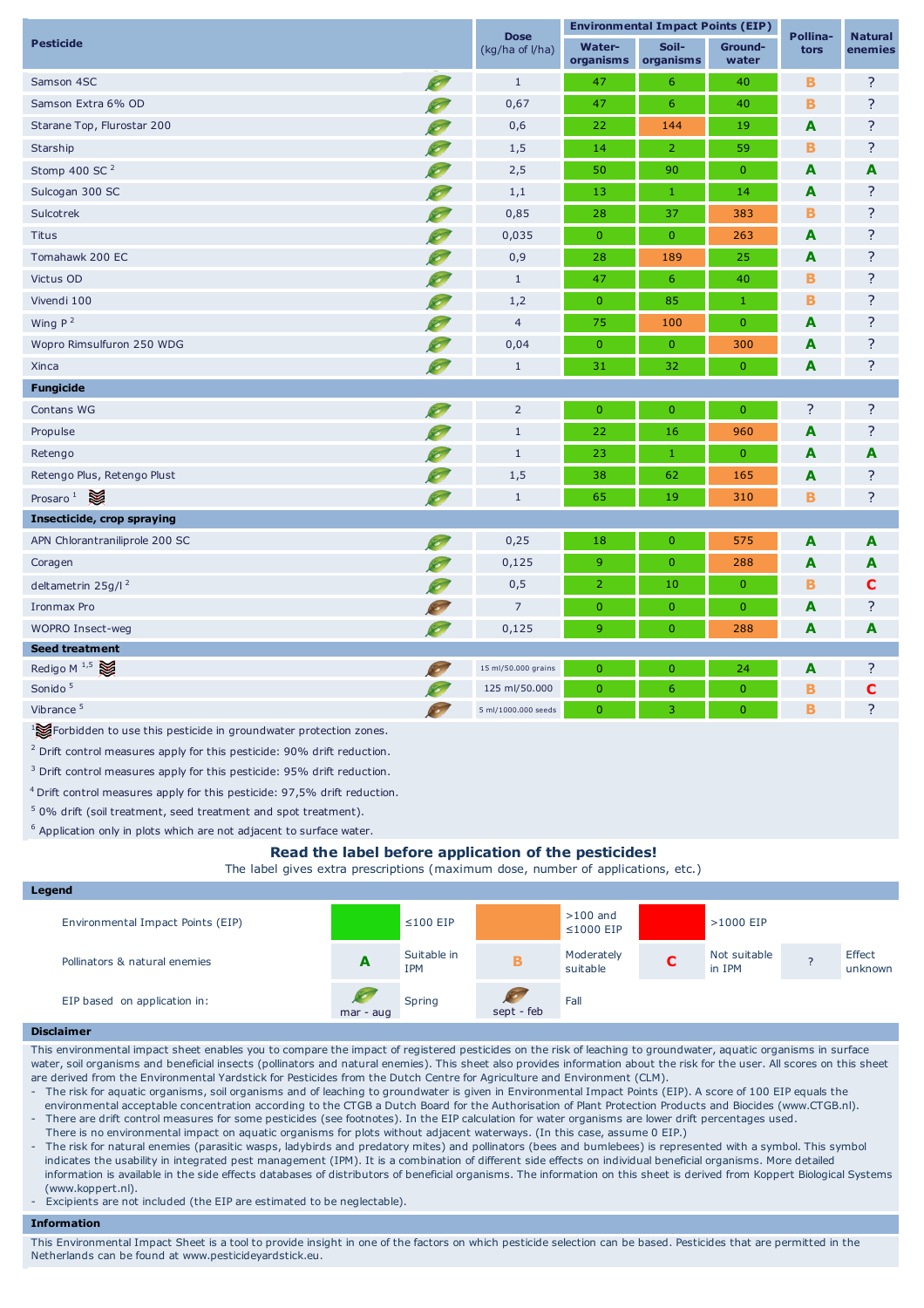| Pesticide | | Dose (kg/ha of l/ha) | Environmental Impact Points (EIP) | | | Pollina-tors | Natural enemies |
|---|---|---|---|---|---|---|---|
| | | | Water-organisms | Soil-organisms | Ground-water | | |
| Samson 4SC | Spring | 1 | 47 | 6 | 40 | B | ? |
| Samson Extra 6% OD | Spring | 0,67 | 47 | 6 | 40 | B | ? |
| Starane Top, Flurostar 200 | Spring | 0,6 | 22 | 144 | 19 | A | ? |
| Starship | Spring | 1,5 | 14 | 2 | 59 | B | ? |
| Stomp 400 SC [2] | Spring | 2,5 | 50 | 90 | 0 | A | A |
| Sulcogan 300 SC | Spring | 1,1 | 13 | 1 | 14 | A | ? |
| Sulcotrek | Spring | 0,85 | 28 | 37 | 383 | B | ? |
| Titus | Spring | 0,035 | 0 | 0 | 263 | A | ? |
| Tomahawk 200 EC | Spring | 0,9 | 28 | 189 | 25 | A | ? |
| Victus OD | Spring | 1 | 47 | 6 | 40 | B | ? |
| Vivendi 100 | Spring | 1,2 | 0 | 85 | 1 | B | ? |
| Wing P [2] | Spring | 4 | 75 | 100 | 0 | A | ? |
| Wopro Rimsulfuron 250 WDG | Spring | 0,04 | 0 | 0 | 300 | A | ? |
| Xinca | Spring | 1 | 31 | 32 | 0 | A | ? |
| **Fungicide** | | | | | | | |
| Contans WG | Spring | 2 | 0 | 0 | 0 | ? | ? |
| Propulse | Spring | 1 | 22 | 16 | 960 | A | ? |
| Retengo | Spring | 1 | 23 | 1 | 0 | A | A |
| Retengo Plus, Retengo Plust | Spring | 1,5 | 38 | 62 | 165 | A | ? |
| Prosaro [1] | Spring | 1 | 65 | 19 | 310 | B | ? |
| **Insecticide, crop spraying** | | | | | | | |
| APN Chlorantraniliprole 200 SC | Spring | 0,25 | 18 | 0 | 575 | A | A |
| Coragen | Spring | 0,125 | 9 | 0 | 288 | A | A |
| deltametrin 25g/l [2] | Spring | 0,5 | 2 | 10 | 0 | B | C |
| Ironmax Pro | Fall | 7 | 0 | 0 | 0 | A | ? |
| WOPRO Insect-weg | Spring | 0,125 | 9 | 0 | 288 | A | A |
| **Seed treatment** | | | | | | | |
| Redigo M [1,5] | Fall | 15 ml/50.000 grains | 0 | 0 | 24 | A | ? |
| Sonido [5] | Spring | 125 ml/50.000 | 0 | 6 | 0 | B | C |
| Vibrance [5] | Fall | 5 ml/1000.000 seeds | 0 | 3 | 0 | B | ? |

[1] Forbidden to use this pesticide in groundwater protection zones.

[2] Drift control measures apply for this pesticide: 90% drift reduction.

[3] Drift control measures apply for this pesticide: 95% drift reduction.

[4] Drift control measures apply for this pesticide: 97,5% drift reduction.

[5] 0% drift (soil treatment, seed treatment and spot treatment).

[6] Application only in plots which are not adjacent to surface water.

**Read the label before application of the pesticides!**

The label gives extra prescriptions (maximum dose, number of applications, etc.)

## Legend

| | | | | | | | |
|---|---|---|---|---|---|---|---|
| Environmental Impact Points (EIP) | (green) | ≤100 EIP | (orange) | >100 and ≤1000 EIP | (red) | >1000 EIP | |
| Pollinators & natural enemies | A | Suitable in IPM | B | Moderately suitable | C | Not suitable in IPM | ? Effect unknown |
| EIP based on application in: | mar - aug | Spring | sept - feb | Fall | | | |

## Disclaimer

This environmental impact sheet enables you to compare the impact of registered pesticides on the risk of leaching to groundwater, aquatic organisms in surface water, soil organisms and beneficial insects (pollinators and natural enemies). This sheet also provides information about the risk for the user. All scores on this sheet are derived from the Environmental Yardstick for Pesticides from the Dutch Centre for Agriculture and Environment (CLM).

- The risk for aquatic organisms, soil organisms and of leaching to groundwater is given in Environmental Impact Points (EIP). A score of 100 EIP equals the environmental acceptable concentration according to the CTGB a Dutch Board for the Authorisation of Plant Protection Products and Biocides (www.CTGB.nl).
- There are drift control measures for some pesticides (see footnotes). In the EIP calculation for water organisms are lower drift percentages used. There is no environmental impact on aquatic organisms for plots without adjacent waterways. (In this case, assume 0 EIP.)
- The risk for natural enemies (parasitic wasps, ladybirds and predatory mites) and pollinators (bees and bumblebees) is represented with a symbol. This symbol indicates the usability in integrated pest management (IPM). It is a combination of different side effects on individual beneficial organisms. More detailed information is available in the side effects databases of distributors of beneficial organisms. The information on this sheet is derived from Koppert Biological Systems (www.koppert.nl).
- Excipients are not included (the EIP are estimated to be neglectable).

## Information

This Environmental Impact Sheet is a tool to provide insight in one of the factors on which pesticide selection can be based. Pesticides that are permitted in the Netherlands can be found at www.pesticideyardstick.eu.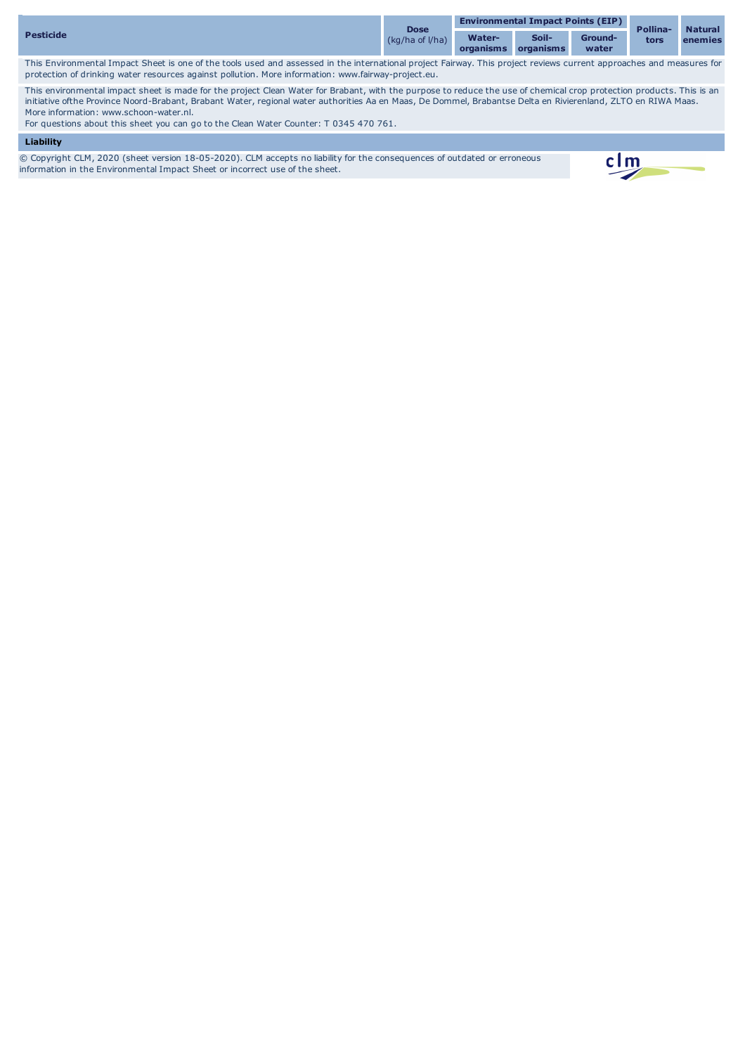| Pesticide | Dose (kg/ha of l/ha) | Environmental Impact Points (EIP) | | | Pollina-tors | Natural enemies |
|---|---|---|---|---|---|---|
| | | Water-organisms | Soil-organisms | Ground-water | | |

This Environmental Impact Sheet is one of the tools used and assessed in the international project Fairway. This project reviews current approaches and measures for protection of drinking water resources against pollution. More information: www.fairway-project.eu.

This environmental impact sheet is made for the project Clean Water for Brabant, with the purpose to reduce the use of chemical crop protection products. This is an initiative ofthe Province Noord-Brabant, Brabant Water, regional water authorities Aa en Maas, De Dommel, Brabantse Delta en Rivierenland, ZLTO en RIWA Maas.
More information: www.schoon-water.nl.
For questions about this sheet you can go to the Clean Water Counter: T 0345 470 761.

**Liability**

© Copyright CLM, 2020 (sheet version 18-05-2020). CLM accepts no liability for the consequences of outdated or erroneous information in the Environmental Impact Sheet or incorrect use of the sheet.

clm